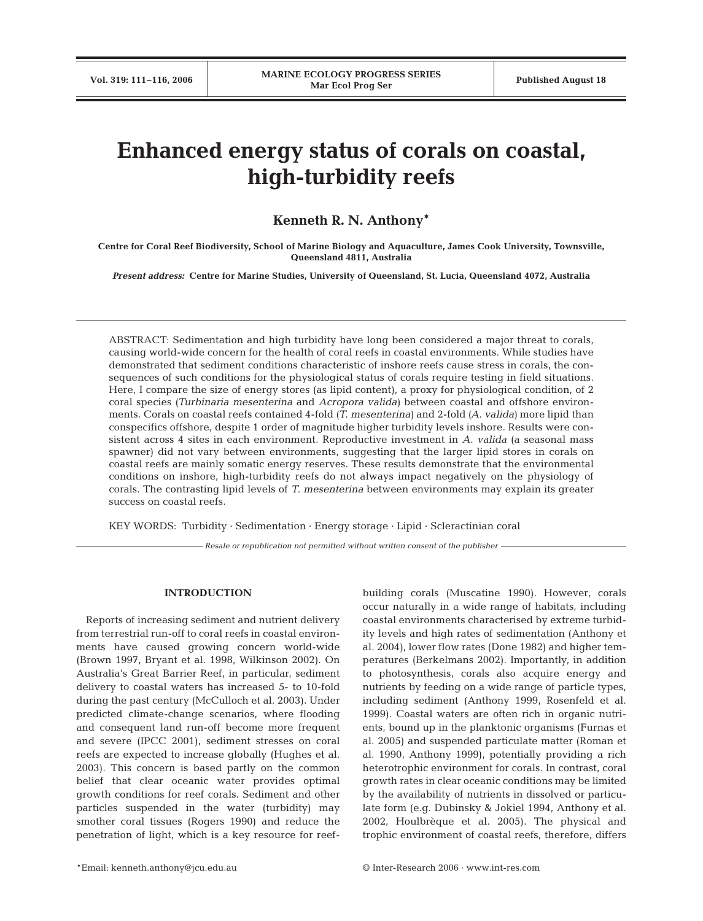# Enhanced energy status of corals on coastal, high-turbidity reefs

**Kenneth R. N. Anthony***

**Centre for Coral Reef Biodiversity, School of Marine Biology and Aquaculture, James Cook University, Townsville, Queensland 4811, Australia**

***Present address:*** **Centre for Marine Studies, University of Queensland, St. Lucia, Queensland 4072, Australia**

ABSTRACT: Sedimentation and high turbidity have long been considered a major threat to corals, causing world-wide concern for the health of coral reefs in coastal environments. While studies have demonstrated that sediment conditions characteristic of inshore reefs cause stress in corals, the consequences of such conditions for the physiological status of corals require testing in field situations. Here, I compare the size of energy stores (as lipid content), a proxy for physiological condition, of 2 coral species (*Turbinaria mesenterina* and *Acropora valida*) between coastal and offshore environments. Corals on coastal reefs contained 4-fold (*T. mesenterina*) and 2-fold (*A. valida*) more lipid than conspecifics offshore, despite 1 order of magnitude higher turbidity levels inshore. Results were consistent across 4 sites in each environment. Reproductive investment in *A. valida* (a seasonal mass spawner) did not vary between environments, suggesting that the larger lipid stores in corals on coastal reefs are mainly somatic energy reserves. These results demonstrate that the environmental conditions on inshore, high-turbidity reefs do not always impact negatively on the physiology of corals. The contrasting lipid levels of *T. mesenterina* between environments may explain its greater success on coastal reefs.

KEY WORDS: Turbidity · Sedimentation · Energy storage · Lipid · Scleractinian coral

*Resale or republication not permitted without written consent of the publisher*

## INTRODUCTION

Reports of increasing sediment and nutrient delivery from terrestrial run-off to coral reefs in coastal environments have caused growing concern world-wide (Brown 1997, Bryant et al. 1998, Wilkinson 2002). On Australia's Great Barrier Reef, in particular, sediment delivery to coastal waters has increased 5- to 10-fold during the past century (McCulloch et al. 2003). Under predicted climate-change scenarios, where flooding and consequent land run-off become more frequent and severe (IPCC 2001), sediment stresses on coral reefs are expected to increase globally (Hughes et al. 2003). This concern is based partly on the common belief that clear oceanic water provides optimal growth conditions for reef corals. Sediment and other particles suspended in the water (turbidity) may smother coral tissues (Rogers 1990) and reduce the penetration of light, which is a key resource for reef-building corals (Muscatine 1990). However, corals occur naturally in a wide range of habitats, including coastal environments characterised by extreme turbidity levels and high rates of sedimentation (Anthony et al. 2004), lower flow rates (Done 1982) and higher temperatures (Berkelmans 2002). Importantly, in addition to photosynthesis, corals also acquire energy and nutrients by feeding on a wide range of particle types, including sediment (Anthony 1999, Rosenfeld et al. 1999). Coastal waters are often rich in organic nutrients, bound up in the planktonic organisms (Furnas et al. 2005) and suspended particulate matter (Roman et al. 1990, Anthony 1999), potentially providing a rich heterotrophic environment for corals. In contrast, coral growth rates in clear oceanic conditions may be limited by the availability of nutrients in dissolved or particulate form (e.g. Dubinsky & Jokiel 1994, Anthony et al. 2002, Houlbrèque et al. 2005). The physical and trophic environment of coastal reefs, therefore, differs

*Email: kenneth.anthony@jcu.edu.au

© Inter-Research 2006 · www.int-res.com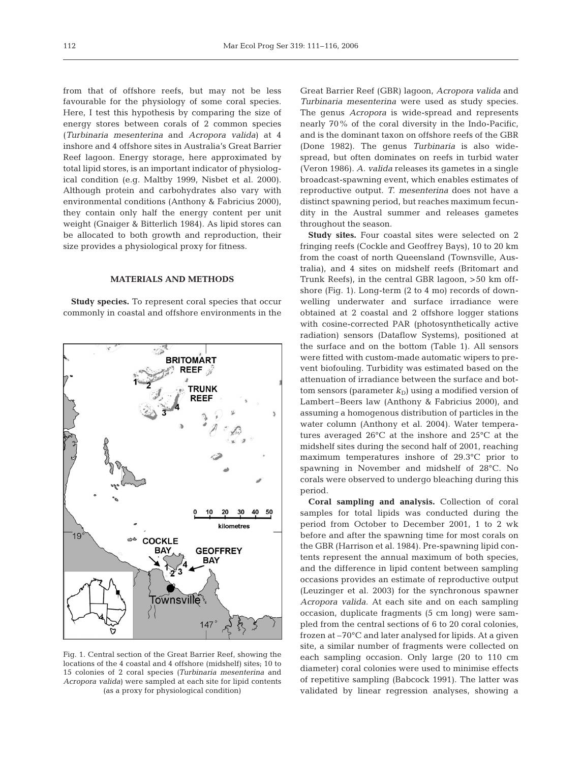from that of offshore reefs, but may not be less favourable for the physiology of some coral species. Here, I test this hypothesis by comparing the size of energy stores between corals of 2 common species (*Turbinaria mesenterina* and *Acropora valida*) at 4 inshore and 4 offshore sites in Australia's Great Barrier Reef lagoon. Energy storage, here approximated by total lipid stores, is an important indicator of physiological condition (e.g. Maltby 1999, Nisbet et al. 2000). Although protein and carbohydrates also vary with environmental conditions (Anthony & Fabricius 2000), they contain only half the energy content per unit weight (Gnaiger & Bitterlich 1984). As lipid stores can be allocated to both growth and reproduction, their size provides a physiological proxy for fitness.

## MATERIALS AND METHODS

**Study species.** To represent coral species that occur commonly in coastal and offshore environments in the Great Barrier Reef (GBR) lagoon, *Acropora valida* and *Turbinaria mesenterina* were used as study species. The genus *Acropora* is wide-spread and represents nearly 70% of the coral diversity in the Indo-Pacific, and is the dominant taxon on offshore reefs of the GBR (Done 1982). The genus *Turbinaria* is also wide-spread, but often dominates on reefs in turbid water (Veron 1986). *A. valida* releases its gametes in a single broadcast-spawning event, which enables estimates of reproductive output. *T. mesenterina* does not have a distinct spawning period, but reaches maximum fecundity in the Austral summer and releases gametes throughout the season.

Fig. 1. Central section of the Great Barrier Reef, showing the locations of the 4 coastal and 4 offshore (midshelf) sites; 10 to 15 colonies of 2 coral species (*Turbinaria mesenterina* and *Acropora valida*) were sampled at each site for lipid contents (as a proxy for physiological condition)

**Study sites.** Four coastal sites were selected on 2 fringing reefs (Cockle and Geoffrey Bays), 10 to 20 km from the coast of north Queensland (Townsville, Australia), and 4 sites on midshelf reefs (Britomart and Trunk Reefs), in the central GBR lagoon, >50 km offshore (Fig. 1). Long-term (2 to 4 mo) records of downwelling underwater and surface irradiance were obtained at 2 coastal and 2 offshore logger stations with cosine-corrected PAR (photosynthetically active radiation) sensors (Dataflow Systems), positioned at the surface and on the bottom (Table 1). All sensors were fitted with custom-made automatic wipers to prevent biofouling. Turbidity was estimated based on the attenuation of irradiance between the surface and bottom sensors (parameter $k_D$) using a modified version of Lambert–Beers law (Anthony & Fabricius 2000), and assuming a homogenous distribution of particles in the water column (Anthony et al. 2004). Water temperatures averaged 26°C at the inshore and 25°C at the midshelf sites during the second half of 2001, reaching maximum temperatures inshore of 29.3°C prior to spawning in November and midshelf of 28°C. No corals were observed to undergo bleaching during this period.

**Coral sampling and analysis.** Collection of coral samples for total lipids was conducted during the period from October to December 2001, 1 to 2 wk before and after the spawning time for most corals on the GBR (Harrison et al. 1984). Pre-spawning lipid contents represent the annual maximum of both species, and the difference in lipid content between sampling occasions provides an estimate of reproductive output (Leuzinger et al. 2003) for the synchronous spawner *Acropora valida*. At each site and on each sampling occasion, duplicate fragments (5 cm long) were sampled from the central sections of 6 to 20 coral colonies, frozen at –70°C and later analysed for lipids. At a given site, a similar number of fragments were collected on each sampling occasion. Only large (20 to 110 cm diameter) coral colonies were used to minimise effects of repetitive sampling (Babcock 1991). The latter was validated by linear regression analyses, showing a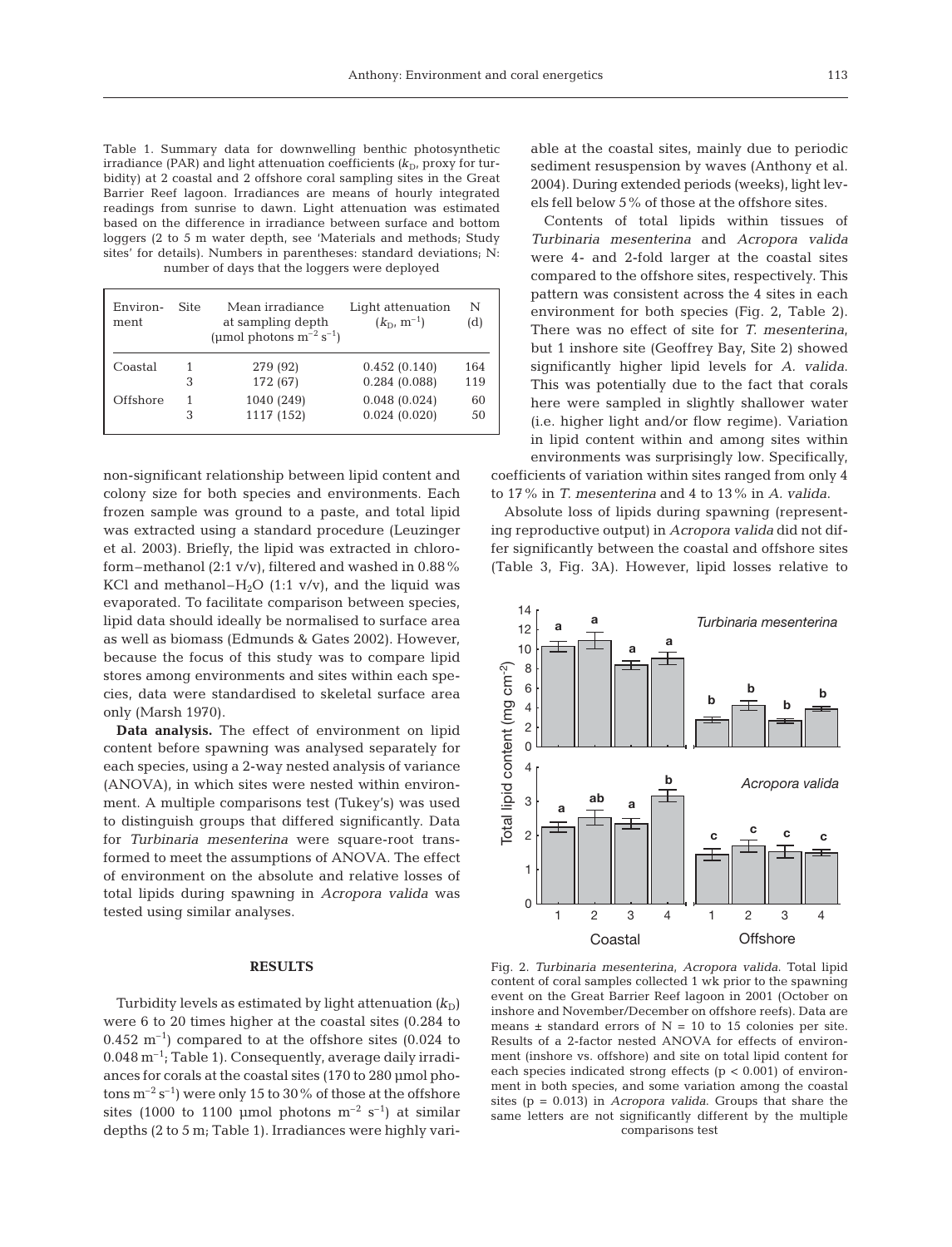Table 1. Summary data for downwelling benthic photosynthetic irradiance (PAR) and light attenuation coefficients ($k_D$, proxy for turbidity) at 2 coastal and 2 offshore coral sampling sites in the Great Barrier Reef lagoon. Irradiances are means of hourly integrated readings from sunrise to dawn. Light attenuation was estimated based on the difference in irradiance between surface and bottom loggers (2 to 5 m water depth, see 'Materials and methods; Study sites' for details). Numbers in parentheses: standard deviations; N: number of days that the loggers were deployed

| Environment | Site | Mean irradiance at sampling depth (µmol photons $m^{-2}$ $s^{-1}$) | Light attenuation ($k_D$, $m^{-1}$) | N (d) |
|---|---|---|---|---|
| Coastal | 1 | 279 (92) | 0.452 (0.140) | 164 |
| | 3 | 172 (67) | 0.284 (0.088) | 119 |
| Offshore | 1 | 1040 (249) | 0.048 (0.024) | 60 |
| | 3 | 1117 (152) | 0.024 (0.020) | 50 |

non-significant relationship between lipid content and colony size for both species and environments. Each frozen sample was ground to a paste, and total lipid was extracted using a standard procedure (Leuzinger et al. 2003). Briefly, the lipid was extracted in chloroform–methanol (2:1 v/v), filtered and washed in 0.88% KCl and methanol–$H_2O$ (1:1 v/v), and the liquid was evaporated. To facilitate comparison between species, lipid data should ideally be normalised to surface area as well as biomass (Edmunds & Gates 2002). However, because the focus of this study was to compare lipid stores among environments and sites within each species, data were standardised to skeletal surface area only (Marsh 1970).

**Data analysis.** The effect of environment on lipid content before spawning was analysed separately for each species, using a 2-way nested analysis of variance (ANOVA), in which sites were nested within environment. A multiple comparisons test (Tukey's) was used to distinguish groups that differed significantly. Data for *Turbinaria mesenterina* were square-root transformed to meet the assumptions of ANOVA. The effect of environment on the absolute and relative losses of total lipids during spawning in *Acropora valida* was tested using similar analyses.

## RESULTS

Turbidity levels as estimated by light attenuation ($k_D$) were 6 to 20 times higher at the coastal sites (0.284 to 0.452 $m^{-1}$) compared to at the offshore sites (0.024 to 0.048 $m^{-1}$; Table 1). Consequently, average daily irradiances for corals at the coastal sites (170 to 280 µmol photons $m^{-2}$ $s^{-1}$) were only 15 to 30% of those at the offshore sites (1000 to 1100 µmol photons $m^{-2}$ $s^{-1}$) at similar depths (2 to 5 m; Table 1). Irradiances were highly variable at the coastal sites, mainly due to periodic sediment resuspension by waves (Anthony et al. 2004). During extended periods (weeks), light levels fell below 5% of those at the offshore sites.

Contents of total lipids within tissues of *Turbinaria mesenterina* and *Acropora valida* were 4- and 2-fold larger at the coastal sites compared to the offshore sites, respectively. This pattern was consistent across the 4 sites in each environment for both species (Fig. 2, Table 2). There was no effect of site for *T. mesenterina*, but 1 inshore site (Geoffrey Bay, Site 2) showed significantly higher lipid levels for *A. valida*. This was potentially due to the fact that corals here were sampled in slightly shallower water (i.e. higher light and/or flow regime). Variation in lipid content within and among sites within environments was surprisingly low. Specifically, coefficients of variation within sites ranged from only 4 to 17% in *T. mesenterina* and 4 to 13% in *A. valida*.

Absolute loss of lipids during spawning (representing reproductive output) in *Acropora valida* did not differ significantly between the coastal and offshore sites (Table 3, Fig. 3A). However, lipid losses relative to

Fig. 2. *Turbinaria mesenterina*, *Acropora valida*. Total lipid content of coral samples collected 1 wk prior to the spawning event on the Great Barrier Reef lagoon in 2001 (October on inshore and November/December on offshore reefs). Data are means ± standard errors of N = 10 to 15 colonies per site. Results of a 2-factor nested ANOVA for effects of environment (inshore vs. offshore) and site on total lipid content for each species indicated strong effects ($p < 0.001$) of environment in both species, and some variation among the coastal sites ($p = 0.013$) in *Acropora valida*. Groups that share the same letters are not significantly different by the multiple comparisons test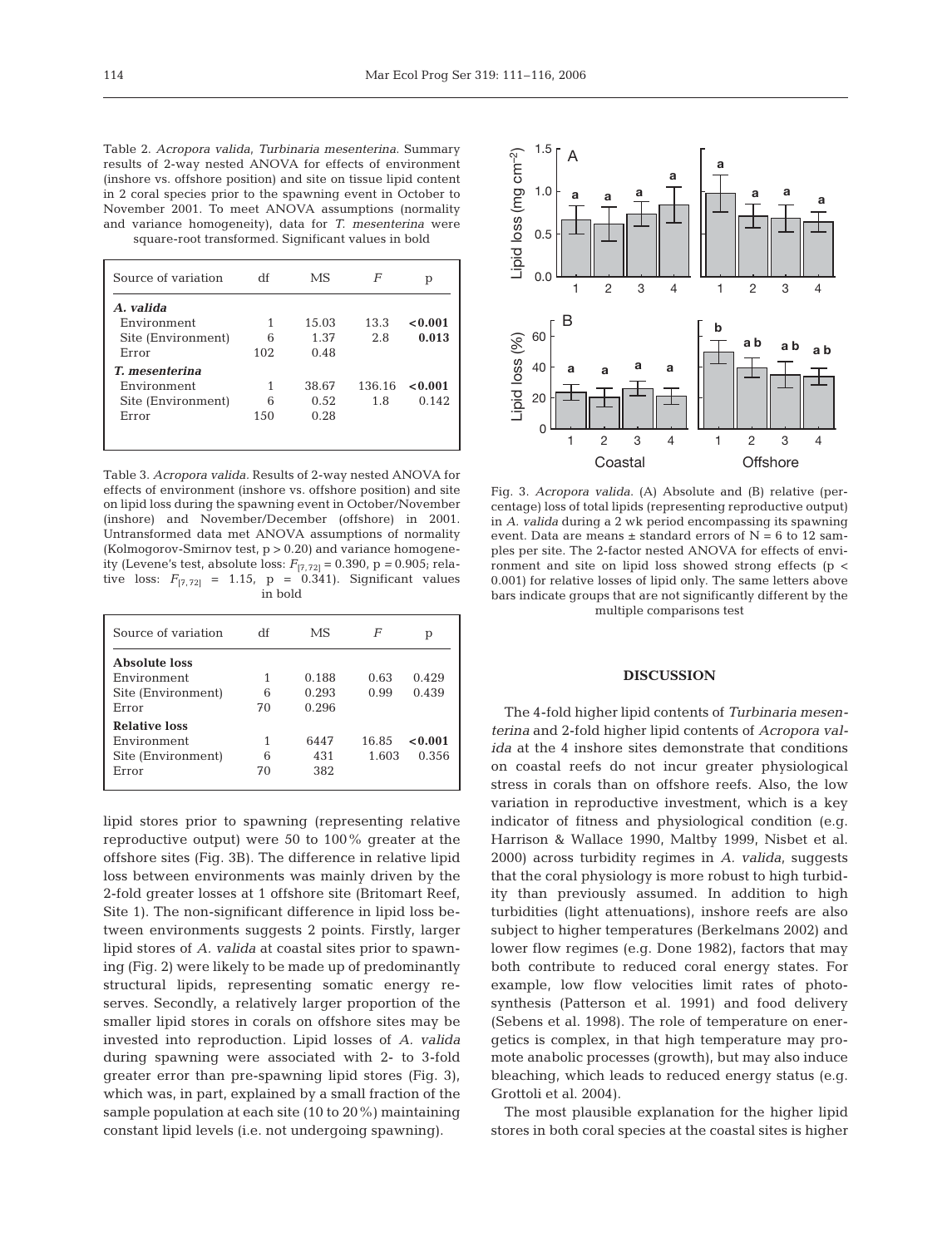Table 2. *Acropora valida, Turbinaria mesenterina.* Summary results of 2-way nested ANOVA for effects of environment (inshore vs. offshore position) and site on tissue lipid content in 2 coral species prior to the spawning event in October to November 2001. To meet ANOVA assumptions (normality and variance homogeneity), data for *T. mesenterina* were square-root transformed. Significant values in bold

| Source of variation | df | MS | *F* | p |
|---|---|---|---|---|
| ***A. valida*** | | | | |
| Environment | 1 | 15.03 | 13.3 | **<0.001** |
| Site (Environment) | 6 | 1.37 | 2.8 | **0.013** |
| Error | 102 | 0.48 | | |
| ***T. mesenterina*** | | | | |
| Environment | 1 | 38.67 | 136.16 | **<0.001** |
| Site (Environment) | 6 | 0.52 | 1.8 | 0.142 |
| Error | 150 | 0.28 | | |

Table 3. *Acropora valida.* Results of 2-way nested ANOVA for effects of environment (inshore vs. offshore position) and site on lipid loss during the spawning event in October/November (inshore) and November/December (offshore) in 2001. Untransformed data met ANOVA assumptions of normality (Kolmogorov-Smirnov test, $p > 0.20$) and variance homogeneity (Levene's test, absolute loss: $F_{[7,72]} = 0.390$, $p = 0.905$; relative loss: $F_{[7,72]} = 1.15$, $p = 0.341$). Significant values in bold

| Source of variation | df | MS | *F* | p |
|---|---|---|---|---|
| **Absolute loss** | | | | |
| Environment | 1 | 0.188 | 0.63 | 0.429 |
| Site (Environment) | 6 | 0.293 | 0.99 | 0.439 |
| Error | 70 | 0.296 | | |
| **Relative loss** | | | | |
| Environment | 1 | 6447 | 16.85 | **<0.001** |
| Site (Environment) | 6 | 431 | 1.603 | 0.356 |
| Error | 70 | 382 | | |

lipid stores prior to spawning (representing relative reproductive output) were 50 to 100% greater at the offshore sites (Fig. 3B). The difference in relative lipid loss between environments was mainly driven by the 2-fold greater losses at 1 offshore site (Britomart Reef, Site 1). The non-significant difference in lipid loss between environments suggests 2 points. Firstly, larger lipid stores of *A. valida* at coastal sites prior to spawning (Fig. 2) were likely to be made up of predominantly structural lipids, representing somatic energy reserves. Secondly, a relatively larger proportion of the smaller lipid stores in corals on offshore sites may be invested into reproduction. Lipid losses of *A. valida* during spawning were associated with 2- to 3-fold greater error than pre-spawning lipid stores (Fig. 3), which was, in part, explained by a small fraction of the sample population at each site (10 to 20%) maintaining constant lipid levels (i.e. not undergoing spawning).

Fig. 3. *Acropora valida.* (A) Absolute and (B) relative (percentage) loss of total lipids (representing reproductive output) in *A. valida* during a 2 wk period encompassing its spawning event. Data are means ± standard errors of N = 6 to 12 samples per site. The 2-factor nested ANOVA for effects of environment and site on lipid loss showed strong effects ($p < 0.001$) for relative losses of lipid only. The same letters above bars indicate groups that are not significantly different by the multiple comparisons test

## DISCUSSION

The 4-fold higher lipid contents of *Turbinaria mesenterina* and 2-fold higher lipid contents of *Acropora valida* at the 4 inshore sites demonstrate that conditions on coastal reefs do not incur greater physiological stress in corals than on offshore reefs. Also, the low variation in reproductive investment, which is a key indicator of fitness and physiological condition (e.g. Harrison & Wallace 1990, Maltby 1999, Nisbet et al. 2000) across turbidity regimes in *A. valida*, suggests that the coral physiology is more robust to high turbidity than previously assumed. In addition to high turbidities (light attenuations), inshore reefs are also subject to higher temperatures (Berkelmans 2002) and lower flow regimes (e.g. Done 1982), factors that may both contribute to reduced coral energy states. For example, low flow velocities limit rates of photosynthesis (Patterson et al. 1991) and food delivery (Sebens et al. 1998). The role of temperature on energetics is complex, in that high temperature may promote anabolic processes (growth), but may also induce bleaching, which leads to reduced energy status (e.g. Grottoli et al. 2004).

The most plausible explanation for the higher lipid stores in both coral species at the coastal sites is higher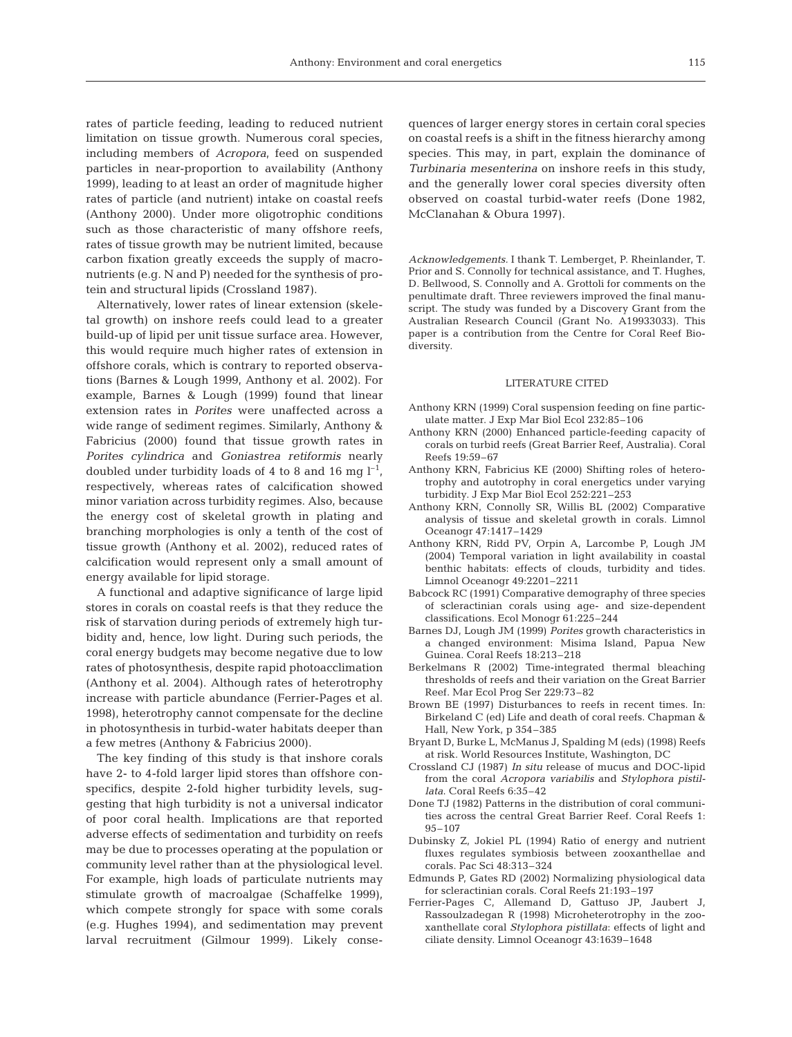rates of particle feeding, leading to reduced nutrient limitation on tissue growth. Numerous coral species, including members of *Acropora*, feed on suspended particles in near-proportion to availability (Anthony 1999), leading to at least an order of magnitude higher rates of particle (and nutrient) intake on coastal reefs (Anthony 2000). Under more oligotrophic conditions such as those characteristic of many offshore reefs, rates of tissue growth may be nutrient limited, because carbon fixation greatly exceeds the supply of macronutrients (e.g. N and P) needed for the synthesis of protein and structural lipids (Crossland 1987).

Alternatively, lower rates of linear extension (skeletal growth) on inshore reefs could lead to a greater build-up of lipid per unit tissue surface area. However, this would require much higher rates of extension in offshore corals, which is contrary to reported observations (Barnes & Lough 1999, Anthony et al. 2002). For example, Barnes & Lough (1999) found that linear extension rates in *Porites* were unaffected across a wide range of sediment regimes. Similarly, Anthony & Fabricius (2000) found that tissue growth rates in *Porites cylindrica* and *Goniastrea retiformis* nearly doubled under turbidity loads of 4 to 8 and 16 mg $l^{-1}$, respectively, whereas rates of calcification showed minor variation across turbidity regimes. Also, because the energy cost of skeletal growth in plating and branching morphologies is only a tenth of the cost of tissue growth (Anthony et al. 2002), reduced rates of calcification would represent only a small amount of energy available for lipid storage.

A functional and adaptive significance of large lipid stores in corals on coastal reefs is that they reduce the risk of starvation during periods of extremely high turbidity and, hence, low light. During such periods, the coral energy budgets may become negative due to low rates of photosynthesis, despite rapid photoacclimation (Anthony et al. 2004). Although rates of heterotrophy increase with particle abundance (Ferrier-Pages et al. 1998), heterotrophy cannot compensate for the decline in photosynthesis in turbid-water habitats deeper than a few metres (Anthony & Fabricius 2000).

The key finding of this study is that inshore corals have 2- to 4-fold larger lipid stores than offshore conspecifics, despite 2-fold higher turbidity levels, suggesting that high turbidity is not a universal indicator of poor coral health. Implications are that reported adverse effects of sedimentation and turbidity on reefs may be due to processes operating at the population or community level rather than at the physiological level. For example, high loads of particulate nutrients may stimulate growth of macroalgae (Schaffelke 1999), which compete strongly for space with some corals (e.g. Hughes 1994), and sedimentation may prevent larval recruitment (Gilmour 1999). Likely consequences of larger energy stores in certain coral species on coastal reefs is a shift in the fitness hierarchy among species. This may, in part, explain the dominance of *Turbinaria mesenterina* on inshore reefs in this study, and the generally lower coral species diversity often observed on coastal turbid-water reefs (Done 1982, McClanahan & Obura 1997).

*Acknowledgements.* I thank T. Lemberget, P. Rheinlander, T. Prior and S. Connolly for technical assistance, and T. Hughes, D. Bellwood, S. Connolly and A. Grottoli for comments on the penultimate draft. Three reviewers improved the final manuscript. The study was funded by a Discovery Grant from the Australian Research Council (Grant No. A19933033). This paper is a contribution from the Centre for Coral Reef Biodiversity.

## LITERATURE CITED

- Anthony KRN (1999) Coral suspension feeding on fine particulate matter. J Exp Mar Biol Ecol 232:85–106
- Anthony KRN (2000) Enhanced particle-feeding capacity of corals on turbid reefs (Great Barrier Reef, Australia). Coral Reefs 19:59–67
- Anthony KRN, Fabricius KE (2000) Shifting roles of heterotrophy and autotrophy in coral energetics under varying turbidity. J Exp Mar Biol Ecol 252:221–253
- Anthony KRN, Connolly SR, Willis BL (2002) Comparative analysis of tissue and skeletal growth in corals. Limnol Oceanogr 47:1417–1429
- Anthony KRN, Ridd PV, Orpin A, Larcombe P, Lough JM (2004) Temporal variation in light availability in coastal benthic habitats: effects of clouds, turbidity and tides. Limnol Oceanogr 49:2201–2211
- Babcock RC (1991) Comparative demography of three species of scleractinian corals using age- and size-dependent classifications. Ecol Monogr 61:225–244
- Barnes DJ, Lough JM (1999) *Porites* growth characteristics in a changed environment: Misima Island, Papua New Guinea. Coral Reefs 18:213–218
- Berkelmans R (2002) Time-integrated thermal bleaching thresholds of reefs and their variation on the Great Barrier Reef. Mar Ecol Prog Ser 229:73–82
- Brown BE (1997) Disturbances to reefs in recent times. In: Birkeland C (ed) Life and death of coral reefs. Chapman & Hall, New York, p 354–385
- Bryant D, Burke L, McManus J, Spalding M (eds) (1998) Reefs at risk. World Resources Institute, Washington, DC
- Crossland CJ (1987) *In situ* release of mucus and DOC-lipid from the coral *Acropora variabilis* and *Stylophora pistillata*. Coral Reefs 6:35–42
- Done TJ (1982) Patterns in the distribution of coral communities across the central Great Barrier Reef. Coral Reefs 1: 95–107
- Dubinsky Z, Jokiel PL (1994) Ratio of energy and nutrient fluxes regulates symbiosis between zooxanthellae and corals. Pac Sci 48:313–324
- Edmunds P, Gates RD (2002) Normalizing physiological data for scleractinian corals. Coral Reefs 21:193–197
- Ferrier-Pages C, Allemand D, Gattuso JP, Jaubert J, Rassoulzadegan R (1998) Microheterotrophy in the zooxanthellate coral *Stylophora pistillata*: effects of light and ciliate density. Limnol Oceanogr 43:1639–1648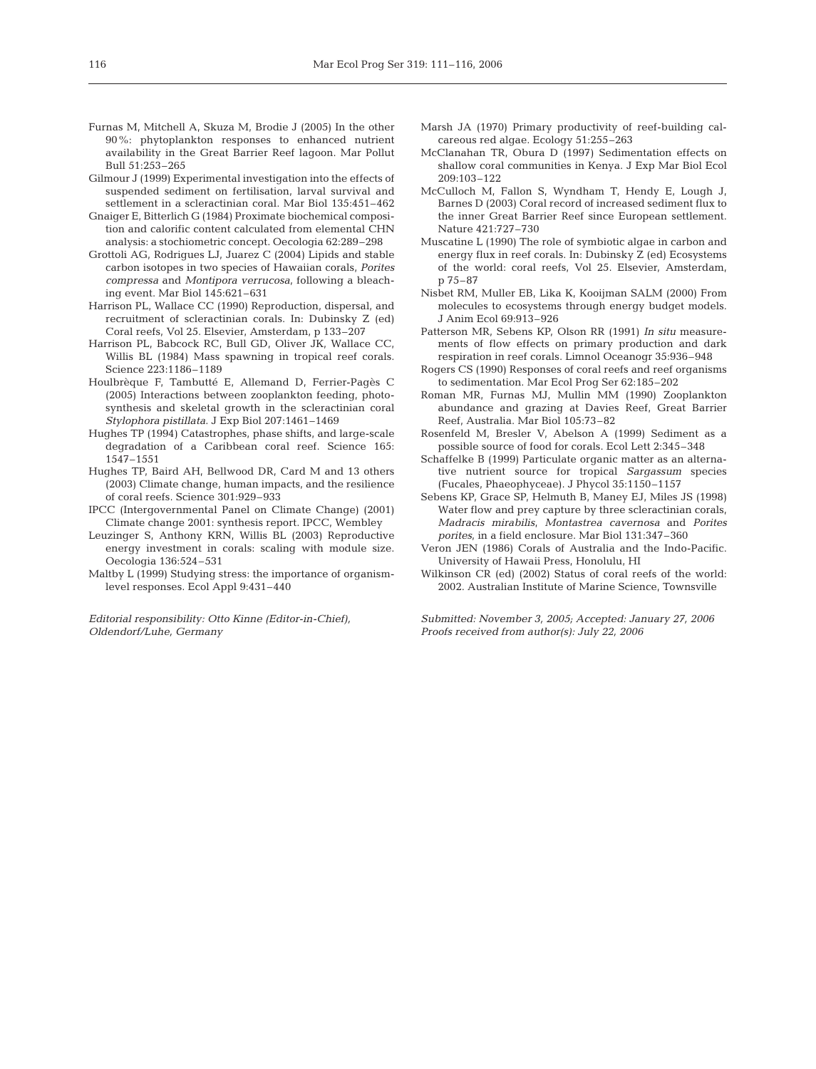Furnas M, Mitchell A, Skuza M, Brodie J (2005) In the other 90%: phytoplankton responses to enhanced nutrient availability in the Great Barrier Reef lagoon. Mar Pollut Bull 51:253–265

Gilmour J (1999) Experimental investigation into the effects of suspended sediment on fertilisation, larval survival and settlement in a scleractinian coral. Mar Biol 135:451–462

Gnaiger E, Bitterlich G (1984) Proximate biochemical composition and calorific content calculated from elemental CHN analysis: a stochiometric concept. Oecologia 62:289–298

Grottoli AG, Rodrigues LJ, Juarez C (2004) Lipids and stable carbon isotopes in two species of Hawaiian corals, *Porites compressa* and *Montipora verrucosa*, following a bleaching event. Mar Biol 145:621–631

Harrison PL, Wallace CC (1990) Reproduction, dispersal, and recruitment of scleractinian corals. In: Dubinsky Z (ed) Coral reefs, Vol 25. Elsevier, Amsterdam, p 133–207

Harrison PL, Babcock RC, Bull GD, Oliver JK, Wallace CC, Willis BL (1984) Mass spawning in tropical reef corals. Science 223:1186–1189

Houlbrèque F, Tambutté E, Allemand D, Ferrier-Pagès C (2005) Interactions between zooplankton feeding, photosynthesis and skeletal growth in the scleractinian coral *Stylophora pistillata*. J Exp Biol 207:1461–1469

Hughes TP (1994) Catastrophes, phase shifts, and large-scale degradation of a Caribbean coral reef. Science 165: 1547–1551

Hughes TP, Baird AH, Bellwood DR, Card M and 13 others (2003) Climate change, human impacts, and the resilience of coral reefs. Science 301:929–933

IPCC (Intergovernmental Panel on Climate Change) (2001) Climate change 2001: synthesis report. IPCC, Wembley

Leuzinger S, Anthony KRN, Willis BL (2003) Reproductive energy investment in corals: scaling with module size. Oecologia 136:524–531

Maltby L (1999) Studying stress: the importance of organism-level responses. Ecol Appl 9:431–440

Marsh JA (1970) Primary productivity of reef-building calcareous red algae. Ecology 51:255–263

McClanahan TR, Obura D (1997) Sedimentation effects on shallow coral communities in Kenya. J Exp Mar Biol Ecol 209:103–122

McCulloch M, Fallon S, Wyndham T, Hendy E, Lough J, Barnes D (2003) Coral record of increased sediment flux to the inner Great Barrier Reef since European settlement. Nature 421:727–730

Muscatine L (1990) The role of symbiotic algae in carbon and energy flux in reef corals. In: Dubinsky Z (ed) Ecosystems of the world: coral reefs, Vol 25. Elsevier, Amsterdam, p 75–87

Nisbet RM, Muller EB, Lika K, Kooijman SALM (2000) From molecules to ecosystems through energy budget models. J Anim Ecol 69:913–926

Patterson MR, Sebens KP, Olson RR (1991) *In situ* measurements of flow effects on primary production and dark respiration in reef corals. Limnol Oceanogr 35:936–948

Rogers CS (1990) Responses of coral reefs and reef organisms to sedimentation. Mar Ecol Prog Ser 62:185–202

Roman MR, Furnas MJ, Mullin MM (1990) Zooplankton abundance and grazing at Davies Reef, Great Barrier Reef, Australia. Mar Biol 105:73–82

Rosenfeld M, Bresler V, Abelson A (1999) Sediment as a possible source of food for corals. Ecol Lett 2:345–348

Schaffelke B (1999) Particulate organic matter as an alternative nutrient source for tropical *Sargassum* species (Fucales, Phaeophyceae). J Phycol 35:1150–1157

Sebens KP, Grace SP, Helmuth B, Maney EJ, Miles JS (1998) Water flow and prey capture by three scleractinian corals, *Madracis mirabilis*, *Montastrea cavernosa* and *Porites porites*, in a field enclosure. Mar Biol 131:347–360

Veron JEN (1986) Corals of Australia and the Indo-Pacific. University of Hawaii Press, Honolulu, HI

Wilkinson CR (ed) (2002) Status of coral reefs of the world: 2002. Australian Institute of Marine Science, Townsville

*Editorial responsibility: Otto Kinne (Editor-in-Chief), Oldendorf/Luhe, Germany*

*Submitted: November 3, 2005; Accepted: January 27, 2006*
*Proofs received from author(s): July 22, 2006*